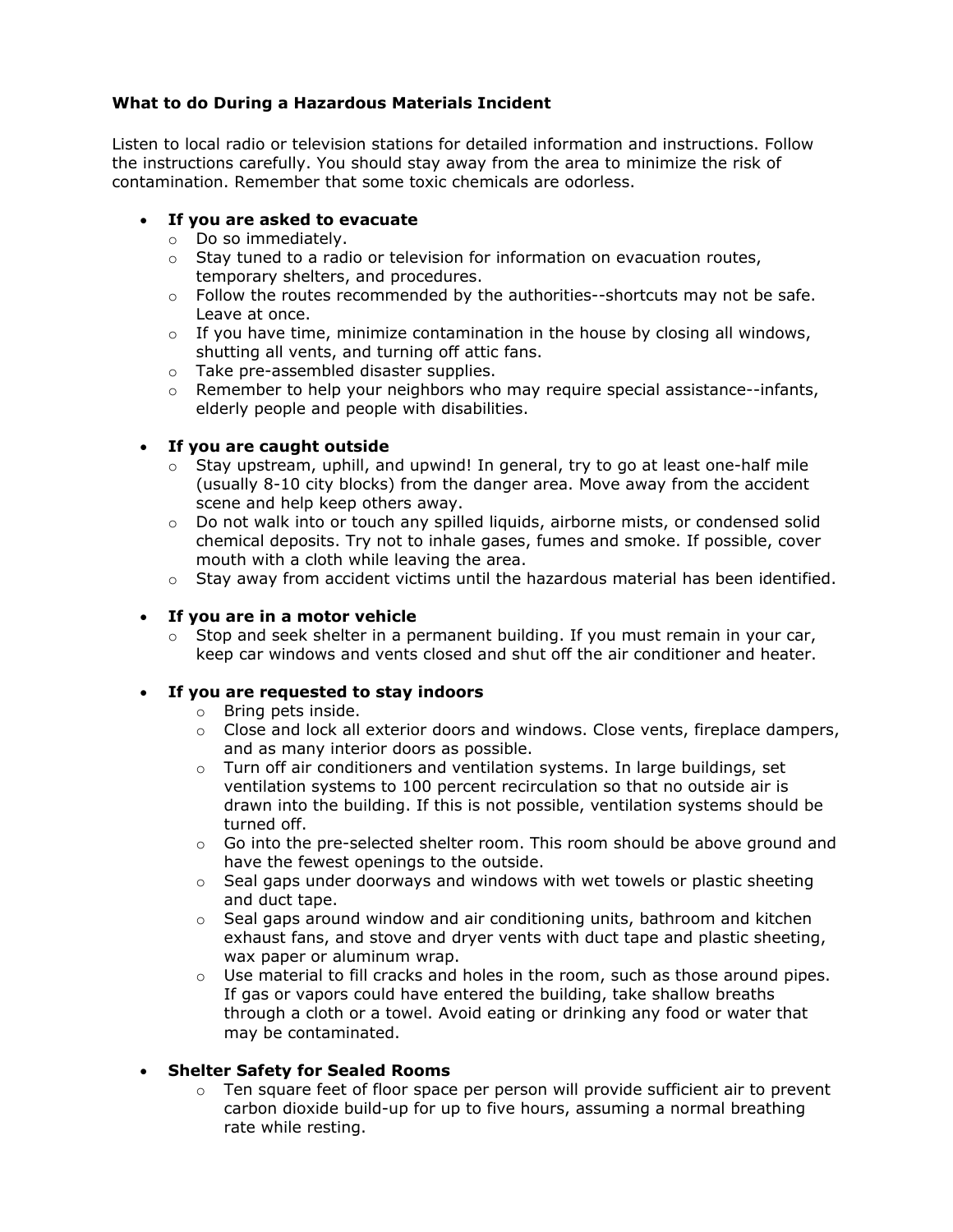**What to do During a Hazardous Materials Incident**

Listen to local radio or television stations for detailed information and instructions. Follow the instructions carefully. You should stay away from the area to minimize the risk of contamination. Remember that some toxic chemicals are odorless.

- **If you are asked to evacuate**
  - Do so immediately.
  - Stay tuned to a radio or television for information on evacuation routes, temporary shelters, and procedures.
  - Follow the routes recommended by the authorities--shortcuts may not be safe. Leave at once.
  - If you have time, minimize contamination in the house by closing all windows, shutting all vents, and turning off attic fans.
  - Take pre-assembled disaster supplies.
  - Remember to help your neighbors who may require special assistance--infants, elderly people and people with disabilities.

- **If you are caught outside**
  - Stay upstream, uphill, and upwind! In general, try to go at least one-half mile (usually 8-10 city blocks) from the danger area. Move away from the accident scene and help keep others away.
  - Do not walk into or touch any spilled liquids, airborne mists, or condensed solid chemical deposits. Try not to inhale gases, fumes and smoke. If possible, cover mouth with a cloth while leaving the area.
  - Stay away from accident victims until the hazardous material has been identified.

- **If you are in a motor vehicle**
  - Stop and seek shelter in a permanent building. If you must remain in your car, keep car windows and vents closed and shut off the air conditioner and heater.

- **If you are requested to stay indoors**
  - Bring pets inside.
  - Close and lock all exterior doors and windows. Close vents, fireplace dampers, and as many interior doors as possible.
  - Turn off air conditioners and ventilation systems. In large buildings, set ventilation systems to 100 percent recirculation so that no outside air is drawn into the building. If this is not possible, ventilation systems should be turned off.
  - Go into the pre-selected shelter room. This room should be above ground and have the fewest openings to the outside.
  - Seal gaps under doorways and windows with wet towels or plastic sheeting and duct tape.
  - Seal gaps around window and air conditioning units, bathroom and kitchen exhaust fans, and stove and dryer vents with duct tape and plastic sheeting, wax paper or aluminum wrap.
  - Use material to fill cracks and holes in the room, such as those around pipes. If gas or vapors could have entered the building, take shallow breaths through a cloth or a towel. Avoid eating or drinking any food or water that may be contaminated.

- **Shelter Safety for Sealed Rooms**
  - Ten square feet of floor space per person will provide sufficient air to prevent carbon dioxide build-up for up to five hours, assuming a normal breathing rate while resting.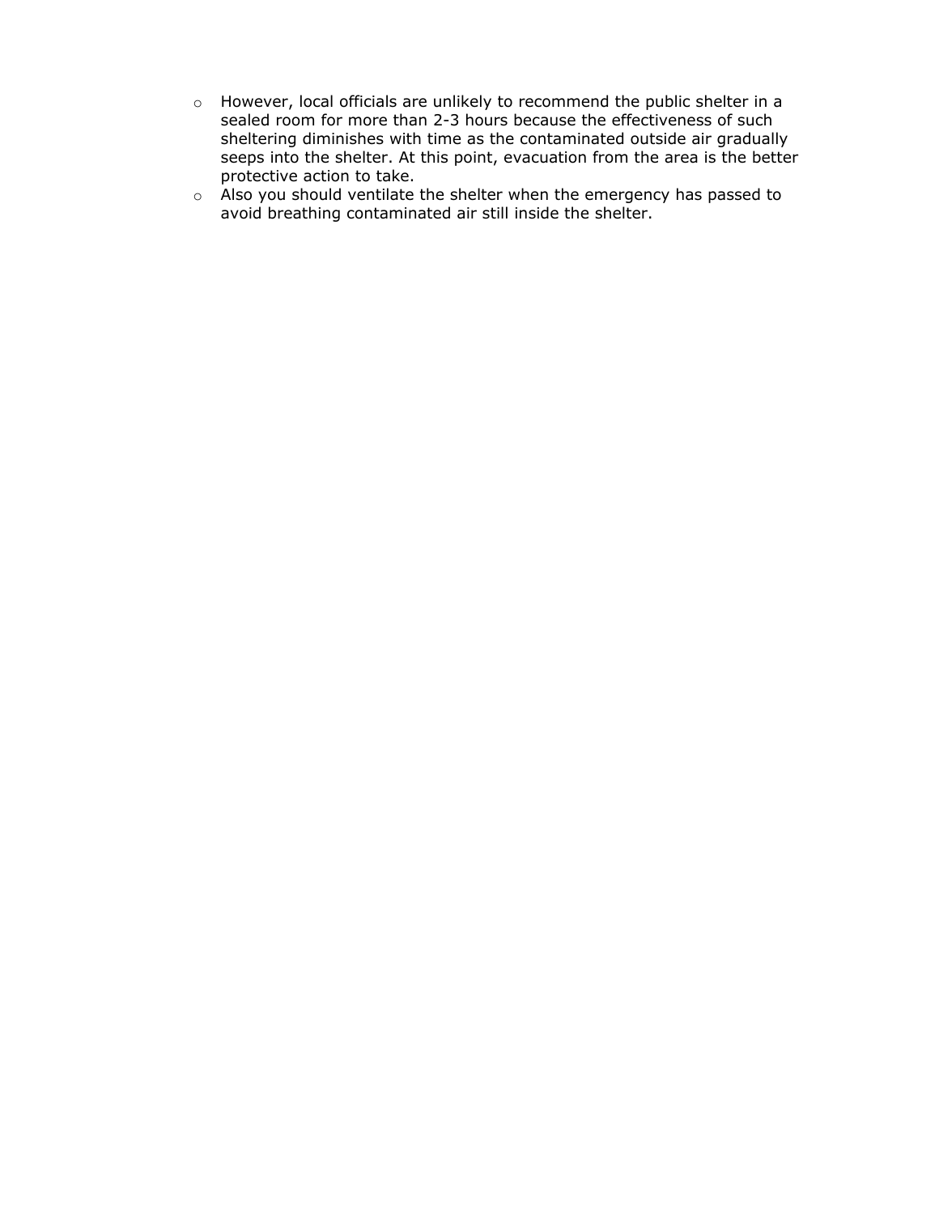- However, local officials are unlikely to recommend the public shelter in a sealed room for more than 2-3 hours because the effectiveness of such sheltering diminishes with time as the contaminated outside air gradually seeps into the shelter. At this point, evacuation from the area is the better protective action to take.
- Also you should ventilate the shelter when the emergency has passed to avoid breathing contaminated air still inside the shelter.